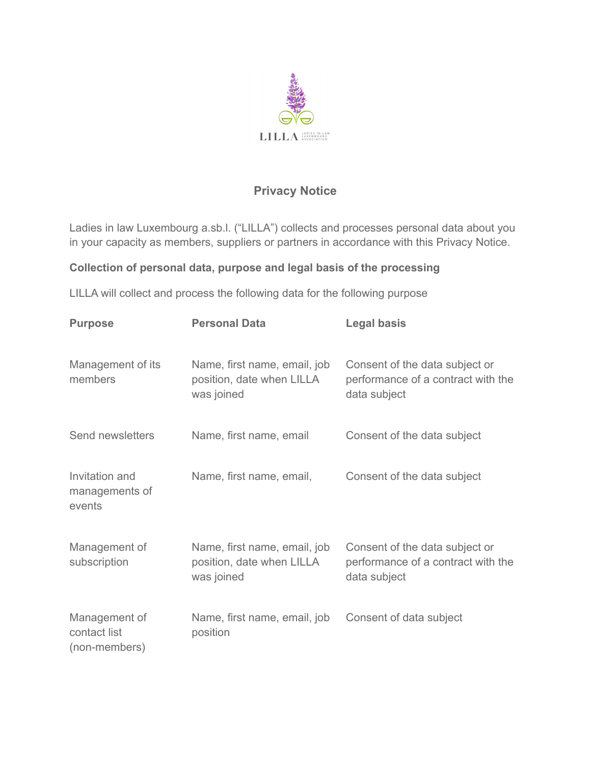# Privacy Notice

Ladies in law Luxembourg a.sb.l. ("LILLA") collects and processes personal data about you in your capacity as members, suppliers or partners in accordance with this Privacy Notice.

**Collection of personal data, purpose and legal basis of the processing**

LILLA will collect and process the following data for the following purpose

| Purpose | Personal Data | Legal basis |
| --- | --- | --- |
| Management of its members | Name, first name, email, job position, date when LILLA was joined | Consent of the data subject or performance of a contract with the data subject |
| Send newsletters | Name, first name, email | Consent of the data subject |
| Invitation and managements of events | Name, first name, email, | Consent of the data subject |
| Management of subscription | Name, first name, email, job position, date when LILLA was joined | Consent of the data subject or performance of a contract with the data subject |
| Management of contact list (non-members) | Name, first name, email, job position | Consent of data subject |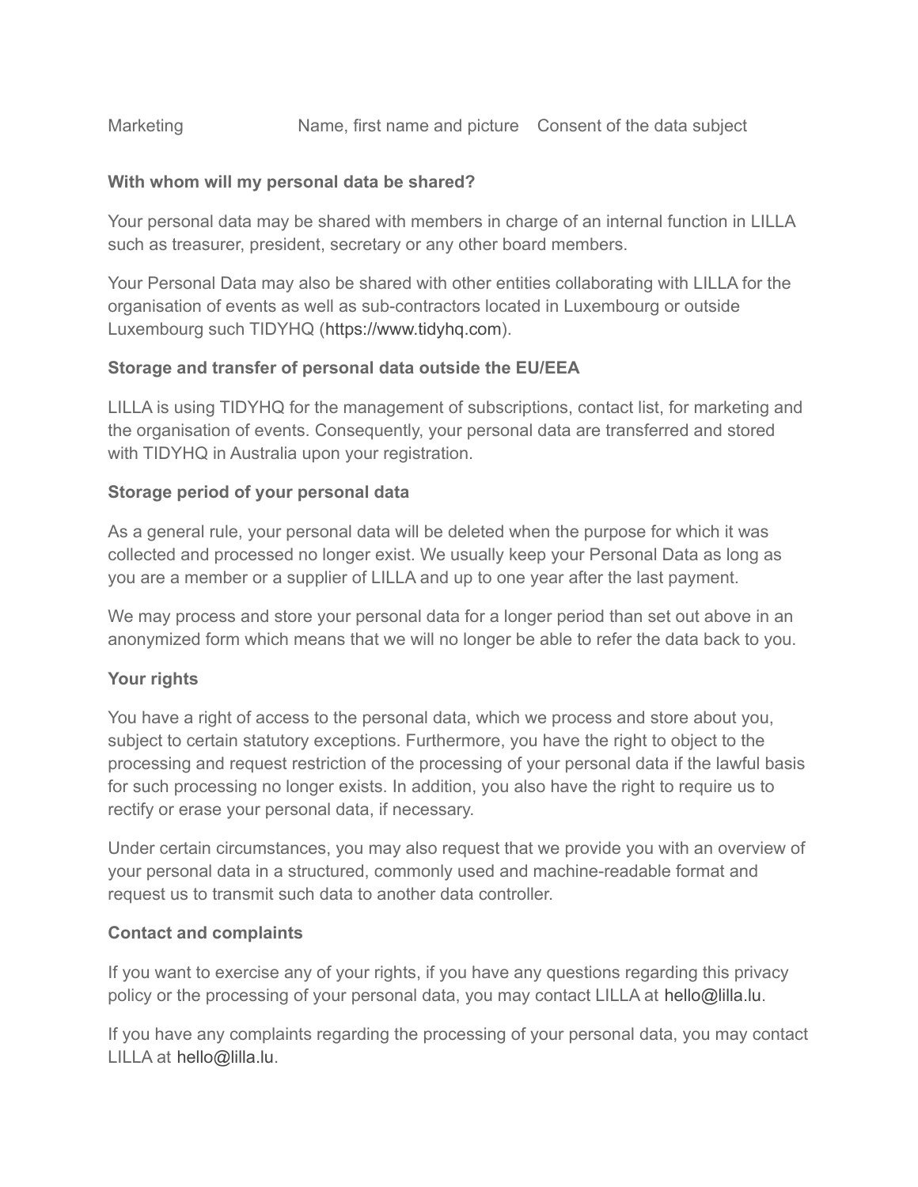| Marketing | Name, first name and picture | Consent of the data subject |
|---|---|---|

**With whom will my personal data be shared?**

Your personal data may be shared with members in charge of an internal function in LILLA such as treasurer, president, secretary or any other board members.

Your Personal Data may also be shared with other entities collaborating with LILLA for the organisation of events as well as sub-contractors located in Luxembourg or outside Luxembourg such TIDYHQ (https://www.tidyhq.com).

**Storage and transfer of personal data outside the EU/EEA**

LILLA is using TIDYHQ for the management of subscriptions, contact list, for marketing and the organisation of events. Consequently, your personal data are transferred and stored with TIDYHQ in Australia upon your registration.

**Storage period of your personal data**

As a general rule, your personal data will be deleted when the purpose for which it was collected and processed no longer exist. We usually keep your Personal Data as long as you are a member or a supplier of LILLA and up to one year after the last payment.

We may process and store your personal data for a longer period than set out above in an anonymized form which means that we will no longer be able to refer the data back to you.

**Your rights**

You have a right of access to the personal data, which we process and store about you, subject to certain statutory exceptions. Furthermore, you have the right to object to the processing and request restriction of the processing of your personal data if the lawful basis for such processing no longer exists. In addition, you also have the right to require us to rectify or erase your personal data, if necessary.

Under certain circumstances, you may also request that we provide you with an overview of your personal data in a structured, commonly used and machine-readable format and request us to transmit such data to another data controller.

**Contact and complaints**

If you want to exercise any of your rights, if you have any questions regarding this privacy policy or the processing of your personal data, you may contact LILLA at hello@lilla.lu.

If you have any complaints regarding the processing of your personal data, you may contact LILLA at hello@lilla.lu.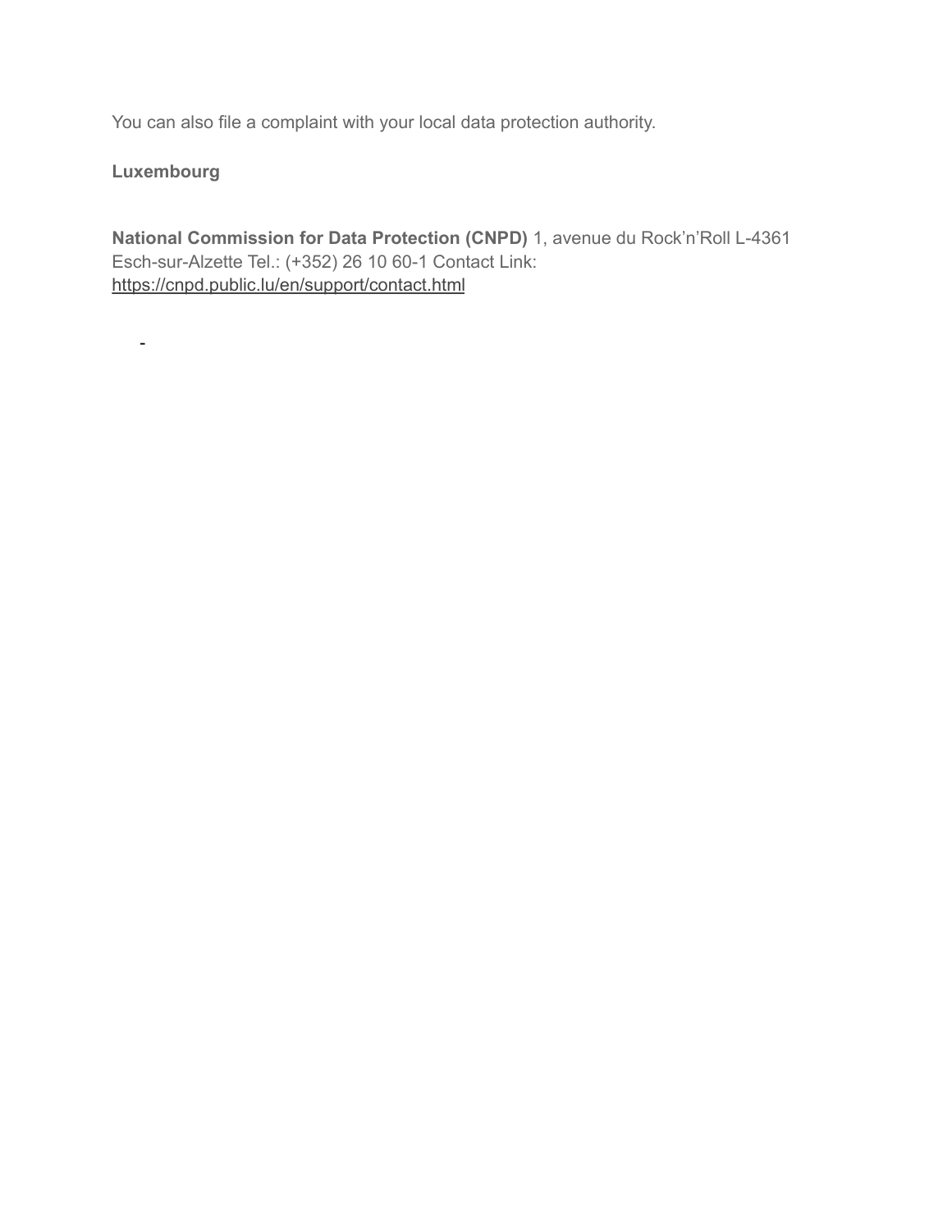You can also file a complaint with your local data protection authority.

**Luxembourg**

**National Commission for Data Protection (CNPD)** 1, avenue du Rock'n'Roll L-4361 Esch-sur-Alzette Tel.: (+352) 26 10 60-1 Contact Link: https://cnpd.public.lu/en/support/contact.html

-